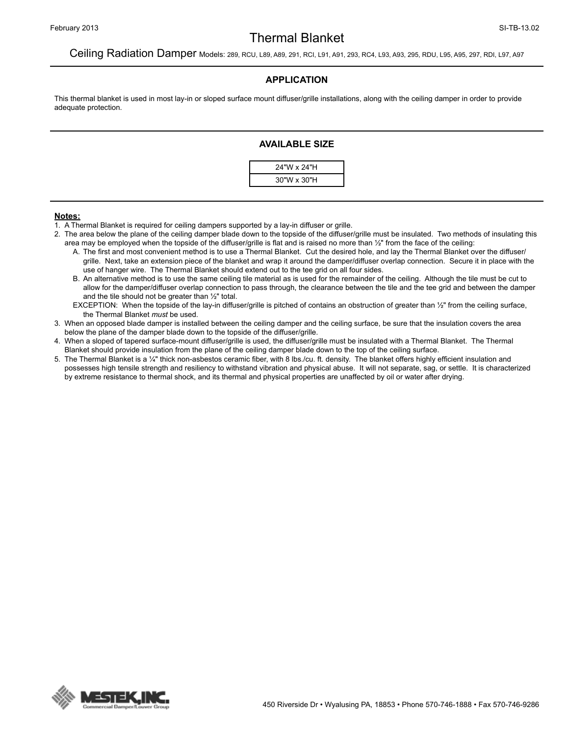# Thermal Blanket

## Ceiling Radiation Damper Models: 289, RCU, L89, A89, 291, RCI, L91, A91, 293, RC4, L93, A93, 295, RDU, L95, A95, 297, RDI, L97, A97

### APPLICATION

This thermal blanket is used in most lay-in or sloped surface mount diffuser/grille installations, along with the ceiling damper in order to provide adequate protection.

### AVAILABLE SIZE

| 24"W x 24"H |
|---|
| 30"W x 30"H |

**Notes:**

1. A Thermal Blanket is required for ceiling dampers supported by a lay-in diffuser or grille.
2. The area below the plane of the ceiling damper blade down to the topside of the diffuser/grille must be insulated. Two methods of insulating this area may be employed when the topside of the diffuser/grille is flat and is raised no more than ½" from the face of the ceiling:
   - A. The first and most convenient method is to use a Thermal Blanket. Cut the desired hole, and lay the Thermal Blanket over the diffuser/grille. Next, take an extension piece of the blanket and wrap it around the damper/diffuser overlap connection. Secure it in place with the use of hanger wire. The Thermal Blanket should extend out to the tee grid on all four sides.
   - B. An alternative method is to use the same ceiling tile material as is used for the remainder of the ceiling. Although the tile must be cut to allow for the damper/diffuser overlap connection to pass through, the clearance between the tile and the tee grid and between the damper and the tile should not be greater than ½" total.

   EXCEPTION: When the topside of the lay-in diffuser/grille is pitched of contains an obstruction of greater than ½" from the ceiling surface, the Thermal Blanket *must* be used.
3. When an opposed blade damper is installed between the ceiling damper and the ceiling surface, be sure that the insulation covers the area below the plane of the damper blade down to the topside of the diffuser/grille.
4. When a sloped of tapered surface-mount diffuser/grille is used, the diffuser/grille must be insulated with a Thermal Blanket. The Thermal Blanket should provide insulation from the plane of the ceiling damper blade down to the top of the ceiling surface.
5. The Thermal Blanket is a ¼" thick non-asbestos ceramic fiber, with 8 lbs./cu. ft. density. The blanket offers highly efficient insulation and possesses high tensile strength and resiliency to withstand vibration and physical abuse. It will not separate, sag, or settle. It is characterized by extreme resistance to thermal shock, and its thermal and physical properties are unaffected by oil or water after drying.

MESTEK, INC. Commercial Damper/Louver Group

450 Riverside Dr • Wyalusing PA, 18853 • Phone 570-746-1888 • Fax 570-746-9286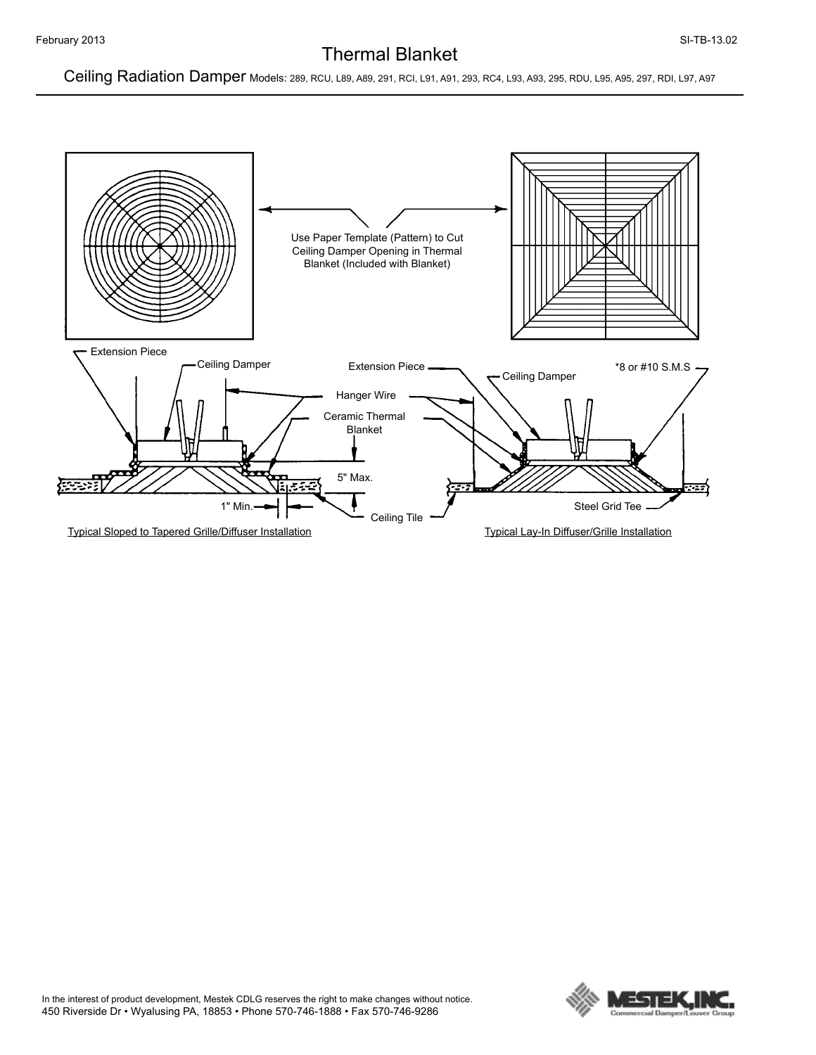# Thermal Blanket

## Ceiling Radiation Damper Models: 289, RCU, L89, A89, 291, RCI, L91, A91, 293, RC4, L93, A93, 295, RDU, L95, A95, 297, RDI, L97, A97

Use Paper Template (Pattern) to Cut Ceiling Damper Opening in Thermal Blanket (Included with Blanket)

Extension Piece

Ceiling Damper

Hanger Wire

Ceramic Thermal Blanket

5" Max.

1" Min.

Ceiling Tile

*8 or #10 S.M.S

Steel Grid Tee

Typical Sloped to Tapered Grille/Diffuser Installation

Typical Lay-In Diffuser/Grille Installation

In the interest of product development, Mestek CDLG reserves the right to make changes without notice.
450 Riverside Dr • Wyalusing PA, 18853 • Phone 570-746-1888 • Fax 570-746-9286

MESTEK, INC.
Commercial Damper/Louver Group